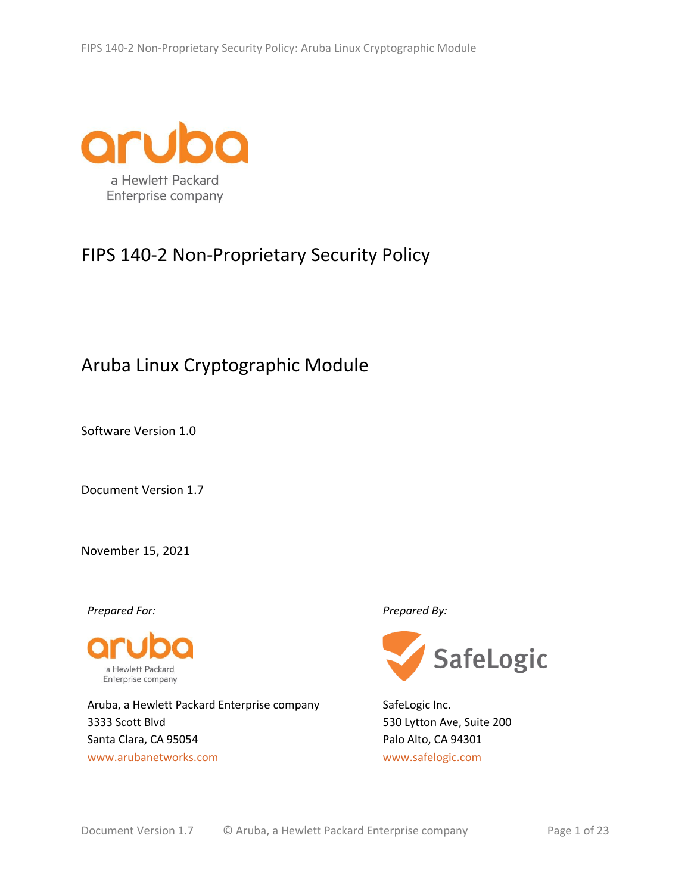aruba

a Hewlett Packard Enterprise company

# FIPS 140-2 Non-Proprietary Security Policy

---

## Aruba Linux Cryptographic Module

Software Version 1.0

Document Version 1.7

November 15, 2021

*Prepared For:*

Aruba, a Hewlett Packard Enterprise company
3333 Scott Blvd
Santa Clara, CA 95054
www.arubanetworks.com

*Prepared By:*

SafeLogic Inc.
530 Lytton Ave, Suite 200
Palo Alto, CA 94301
www.safelogic.com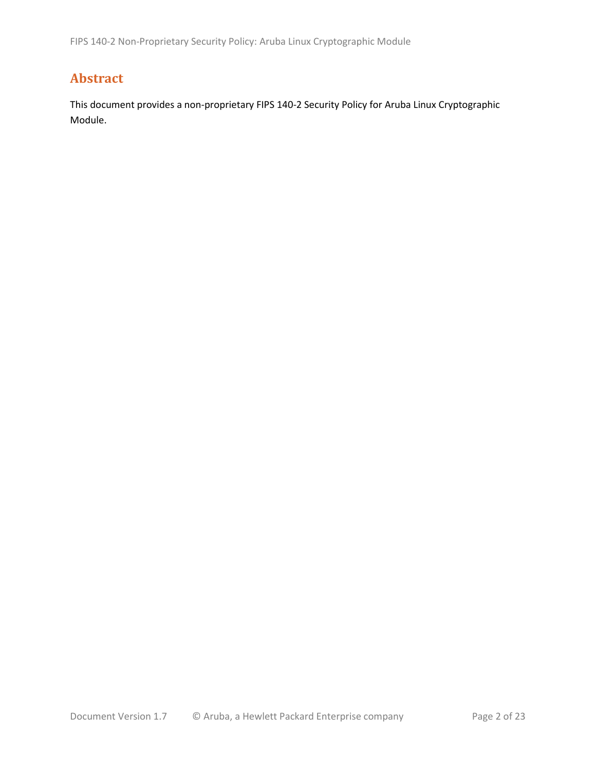# Abstract

This document provides a non-proprietary FIPS 140-2 Security Policy for Aruba Linux Cryptographic Module.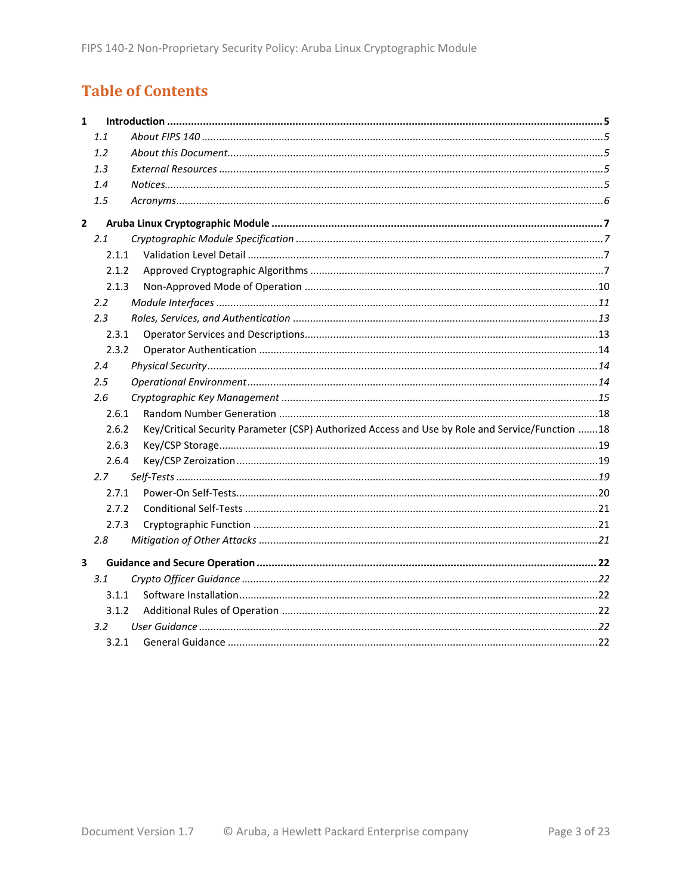# Table of Contents

**1 Introduction .......... 5**

- *1.1 About FIPS 140 .......... 5*
- *1.2 About this Document .......... 5*
- *1.3 External Resources .......... 5*
- *1.4 Notices .......... 5*
- *1.5 Acronyms .......... 6*

**2 Aruba Linux Cryptographic Module .......... 7**

- *2.1 Cryptographic Module Specification .......... 7*
  - 2.1.1 Validation Level Detail .......... 7
  - 2.1.2 Approved Cryptographic Algorithms .......... 7
  - 2.1.3 Non-Approved Mode of Operation .......... 10
- *2.2 Module Interfaces .......... 11*
- *2.3 Roles, Services, and Authentication .......... 13*
  - 2.3.1 Operator Services and Descriptions .......... 13
  - 2.3.2 Operator Authentication .......... 14
- *2.4 Physical Security .......... 14*
- *2.5 Operational Environment .......... 14*
- *2.6 Cryptographic Key Management .......... 15*
  - 2.6.1 Random Number Generation .......... 18
  - 2.6.2 Key/Critical Security Parameter (CSP) Authorized Access and Use by Role and Service/Function .......... 18
  - 2.6.3 Key/CSP Storage .......... 19
  - 2.6.4 Key/CSP Zeroization .......... 19
- *2.7 Self-Tests .......... 19*
  - 2.7.1 Power-On Self-Tests .......... 20
  - 2.7.2 Conditional Self-Tests .......... 21
  - 2.7.3 Cryptographic Function .......... 21
- *2.8 Mitigation of Other Attacks .......... 21*

**3 Guidance and Secure Operation .......... 22**

- *3.1 Crypto Officer Guidance .......... 22*
  - 3.1.1 Software Installation .......... 22
  - 3.1.2 Additional Rules of Operation .......... 22
- *3.2 User Guidance .......... 22*
  - 3.2.1 General Guidance .......... 22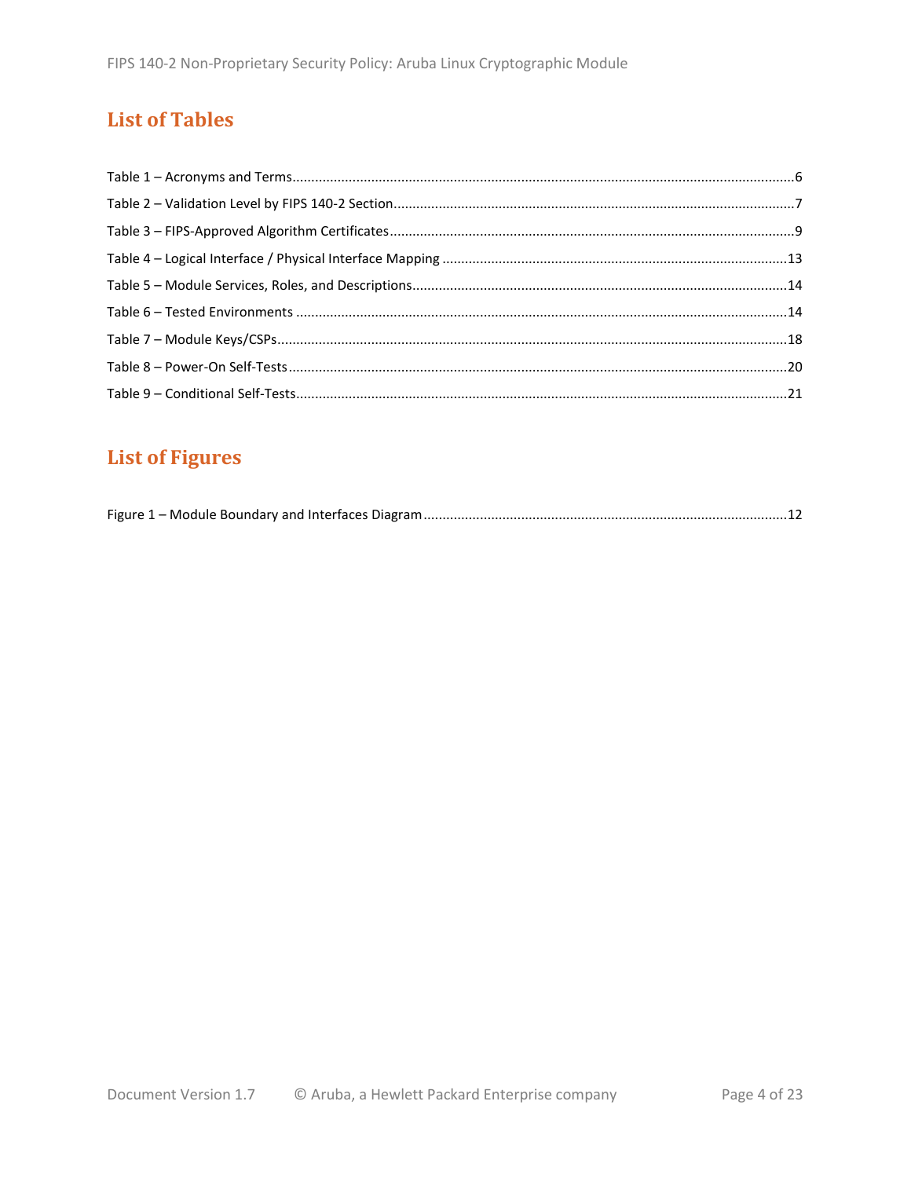## List of Tables

Table 1 – Acronyms and Terms....................................................................................................................6

Table 2 – Validation Level by FIPS 140-2 Section..........................................................................................7

Table 3 – FIPS-Approved Algorithm Certificates..........................................................................................9

Table 4 – Logical Interface / Physical Interface Mapping ...........................................................................13

Table 5 – Module Services, Roles, and Descriptions...................................................................................14

Table 6 – Tested Environments .................................................................................................................14

Table 7 – Module Keys/CSPs......................................................................................................................18

Table 8 – Power-On Self-Tests...................................................................................................................20

Table 9 – Conditional Self-Tests.................................................................................................................21

## List of Figures

Figure 1 – Module Boundary and Interfaces Diagram................................................................................12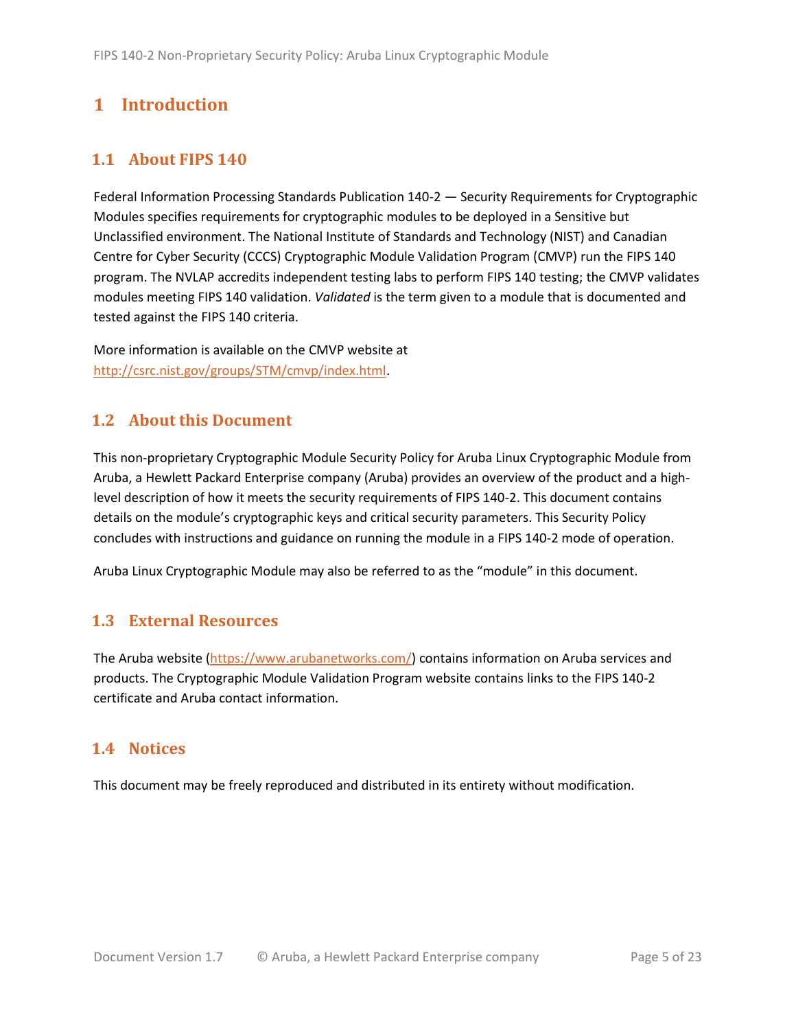# 1 Introduction

## 1.1 About FIPS 140

Federal Information Processing Standards Publication 140-2 — Security Requirements for Cryptographic Modules specifies requirements for cryptographic modules to be deployed in a Sensitive but Unclassified environment. The National Institute of Standards and Technology (NIST) and Canadian Centre for Cyber Security (CCCS) Cryptographic Module Validation Program (CMVP) run the FIPS 140 program. The NVLAP accredits independent testing labs to perform FIPS 140 testing; the CMVP validates modules meeting FIPS 140 validation. *Validated* is the term given to a module that is documented and tested against the FIPS 140 criteria.

More information is available on the CMVP website at [http://csrc.nist.gov/groups/STM/cmvp/index.html](http://csrc.nist.gov/groups/STM/cmvp/index.html).

## 1.2 About this Document

This non-proprietary Cryptographic Module Security Policy for Aruba Linux Cryptographic Module from Aruba, a Hewlett Packard Enterprise company (Aruba) provides an overview of the product and a high-level description of how it meets the security requirements of FIPS 140-2. This document contains details on the module's cryptographic keys and critical security parameters. This Security Policy concludes with instructions and guidance on running the module in a FIPS 140-2 mode of operation.

Aruba Linux Cryptographic Module may also be referred to as the "module" in this document.

## 1.3 External Resources

The Aruba website ([https://www.arubanetworks.com/](https://www.arubanetworks.com/)) contains information on Aruba services and products. The Cryptographic Module Validation Program website contains links to the FIPS 140-2 certificate and Aruba contact information.

## 1.4 Notices

This document may be freely reproduced and distributed in its entirety without modification.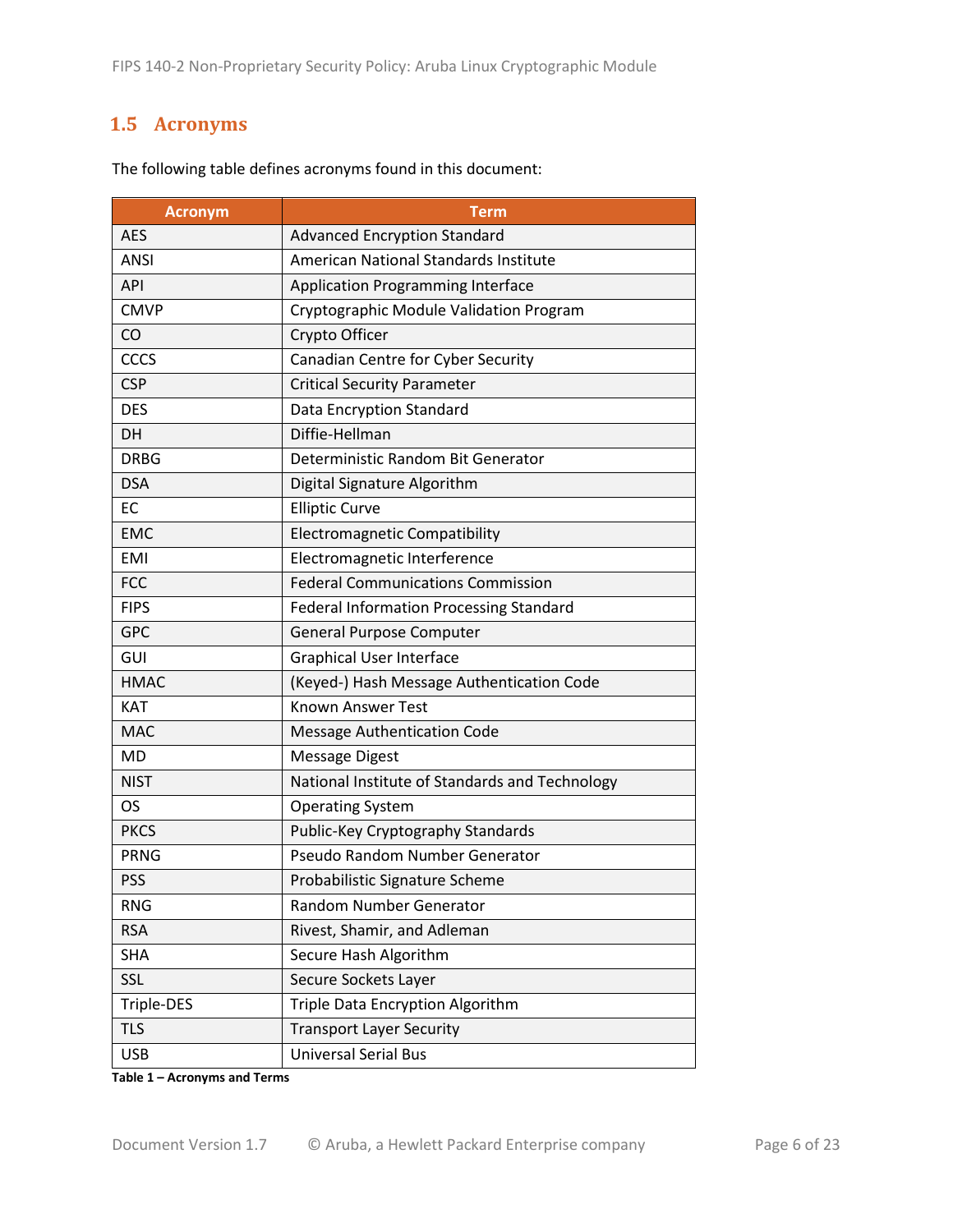## 1.5 Acronyms

The following table defines acronyms found in this document:

| Acronym | Term |
|---|---|
| AES | Advanced Encryption Standard |
| ANSI | American National Standards Institute |
| API | Application Programming Interface |
| CMVP | Cryptographic Module Validation Program |
| CO | Crypto Officer |
| CCCS | Canadian Centre for Cyber Security |
| CSP | Critical Security Parameter |
| DES | Data Encryption Standard |
| DH | Diffie-Hellman |
| DRBG | Deterministic Random Bit Generator |
| DSA | Digital Signature Algorithm |
| EC | Elliptic Curve |
| EMC | Electromagnetic Compatibility |
| EMI | Electromagnetic Interference |
| FCC | Federal Communications Commission |
| FIPS | Federal Information Processing Standard |
| GPC | General Purpose Computer |
| GUI | Graphical User Interface |
| HMAC | (Keyed-) Hash Message Authentication Code |
| KAT | Known Answer Test |
| MAC | Message Authentication Code |
| MD | Message Digest |
| NIST | National Institute of Standards and Technology |
| OS | Operating System |
| PKCS | Public-Key Cryptography Standards |
| PRNG | Pseudo Random Number Generator |
| PSS | Probabilistic Signature Scheme |
| RNG | Random Number Generator |
| RSA | Rivest, Shamir, and Adleman |
| SHA | Secure Hash Algorithm |
| SSL | Secure Sockets Layer |
| Triple-DES | Triple Data Encryption Algorithm |
| TLS | Transport Layer Security |
| USB | Universal Serial Bus |

**Table 1 – Acronyms and Terms**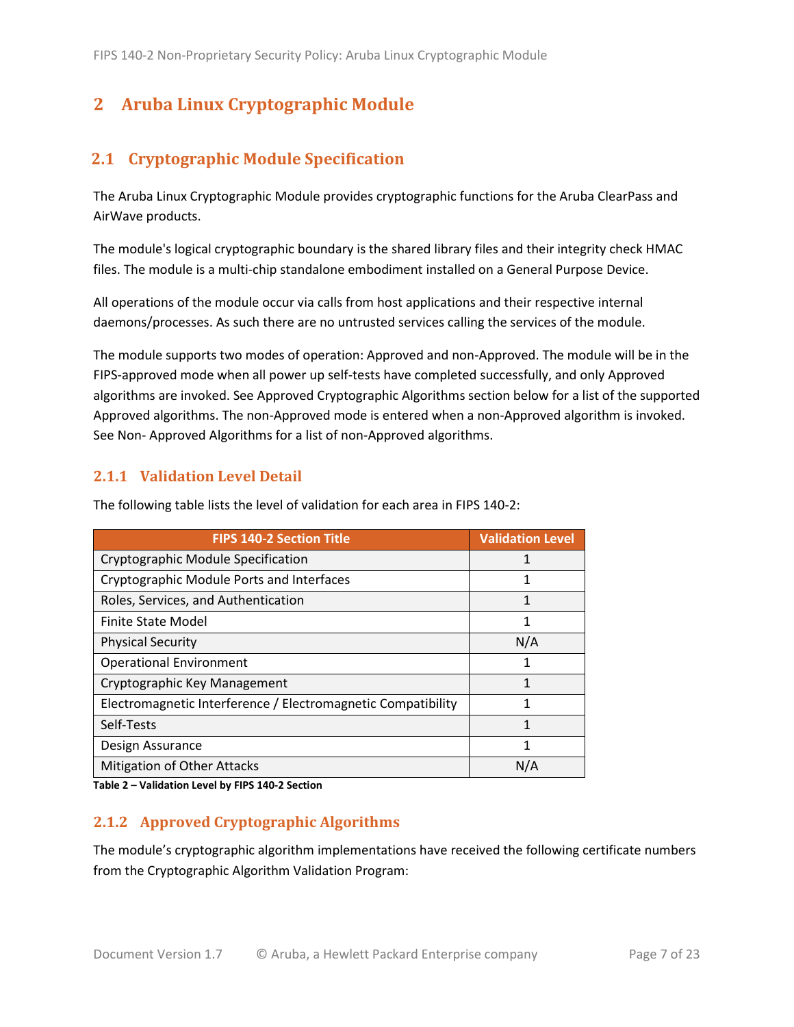# 2 Aruba Linux Cryptographic Module

## 2.1 Cryptographic Module Specification

The Aruba Linux Cryptographic Module provides cryptographic functions for the Aruba ClearPass and AirWave products.

The module's logical cryptographic boundary is the shared library files and their integrity check HMAC files. The module is a multi-chip standalone embodiment installed on a General Purpose Device.

All operations of the module occur via calls from host applications and their respective internal daemons/processes. As such there are no untrusted services calling the services of the module.

The module supports two modes of operation: Approved and non-Approved. The module will be in the FIPS-approved mode when all power up self-tests have completed successfully, and only Approved algorithms are invoked. See Approved Cryptographic Algorithms section below for a list of the supported Approved algorithms. The non-Approved mode is entered when a non-Approved algorithm is invoked. See Non- Approved Algorithms for a list of non-Approved algorithms.

### 2.1.1 Validation Level Detail

The following table lists the level of validation for each area in FIPS 140-2:

| FIPS 140-2 Section Title | Validation Level |
|---|---|
| Cryptographic Module Specification | 1 |
| Cryptographic Module Ports and Interfaces | 1 |
| Roles, Services, and Authentication | 1 |
| Finite State Model | 1 |
| Physical Security | N/A |
| Operational Environment | 1 |
| Cryptographic Key Management | 1 |
| Electromagnetic Interference / Electromagnetic Compatibility | 1 |
| Self-Tests | 1 |
| Design Assurance | 1 |
| Mitigation of Other Attacks | N/A |

**Table 2 – Validation Level by FIPS 140-2 Section**

### 2.1.2 Approved Cryptographic Algorithms

The module's cryptographic algorithm implementations have received the following certificate numbers from the Cryptographic Algorithm Validation Program: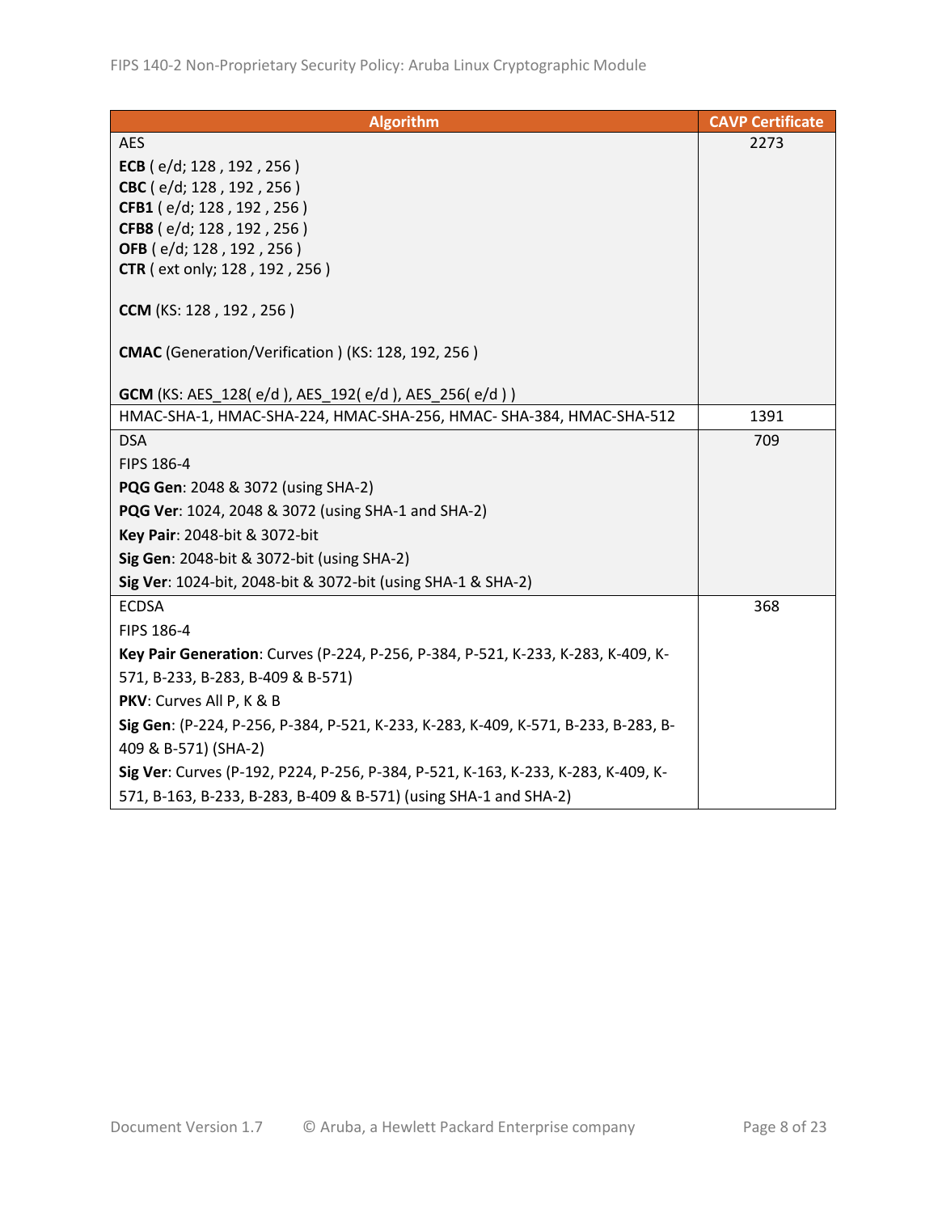| Algorithm | CAVP Certificate |
| --- | --- |
| AES<br>**ECB** ( e/d; 128 , 192 , 256 )<br>**CBC** ( e/d; 128 , 192 , 256 )<br>**CFB1** ( e/d; 128 , 192 , 256 )<br>**CFB8** ( e/d; 128 , 192 , 256 )<br>**OFB** ( e/d; 128 , 192 , 256 )<br>**CTR** ( ext only; 128 , 192 , 256 )<br><br>**CCM** (KS: 128 , 192 , 256 )<br><br>**CMAC** (Generation/Verification ) (KS: 128, 192, 256 )<br><br>**GCM** (KS: AES_128( e/d ), AES_192( e/d ), AES_256( e/d ) ) | 2273 |
| HMAC-SHA-1, HMAC-SHA-224, HMAC-SHA-256, HMAC- SHA-384, HMAC-SHA-512 | 1391 |
| DSA<br>FIPS 186-4<br>**PQG Gen**: 2048 & 3072 (using SHA-2)<br>**PQG Ver**: 1024, 2048 & 3072 (using SHA-1 and SHA-2)<br>**Key Pair**: 2048-bit & 3072-bit<br>**Sig Gen**: 2048-bit & 3072-bit (using SHA-2)<br>**Sig Ver**: 1024-bit, 2048-bit & 3072-bit (using SHA-1 & SHA-2) | 709 |
| ECDSA<br>FIPS 186-4<br>**Key Pair Generation**: Curves (P-224, P-256, P-384, P-521, K-233, K-283, K-409, K-571, B-233, B-283, B-409 & B-571)<br>**PKV**: Curves All P, K & B<br>**Sig Gen**: (P-224, P-256, P-384, P-521, K-233, K-283, K-409, K-571, B-233, B-283, B-409 & B-571) (SHA-2)<br>**Sig Ver**: Curves (P-192, P224, P-256, P-384, P-521, K-163, K-233, K-283, K-409, K-571, B-163, B-233, B-283, B-409 & B-571) (using SHA-1 and SHA-2) | 368 |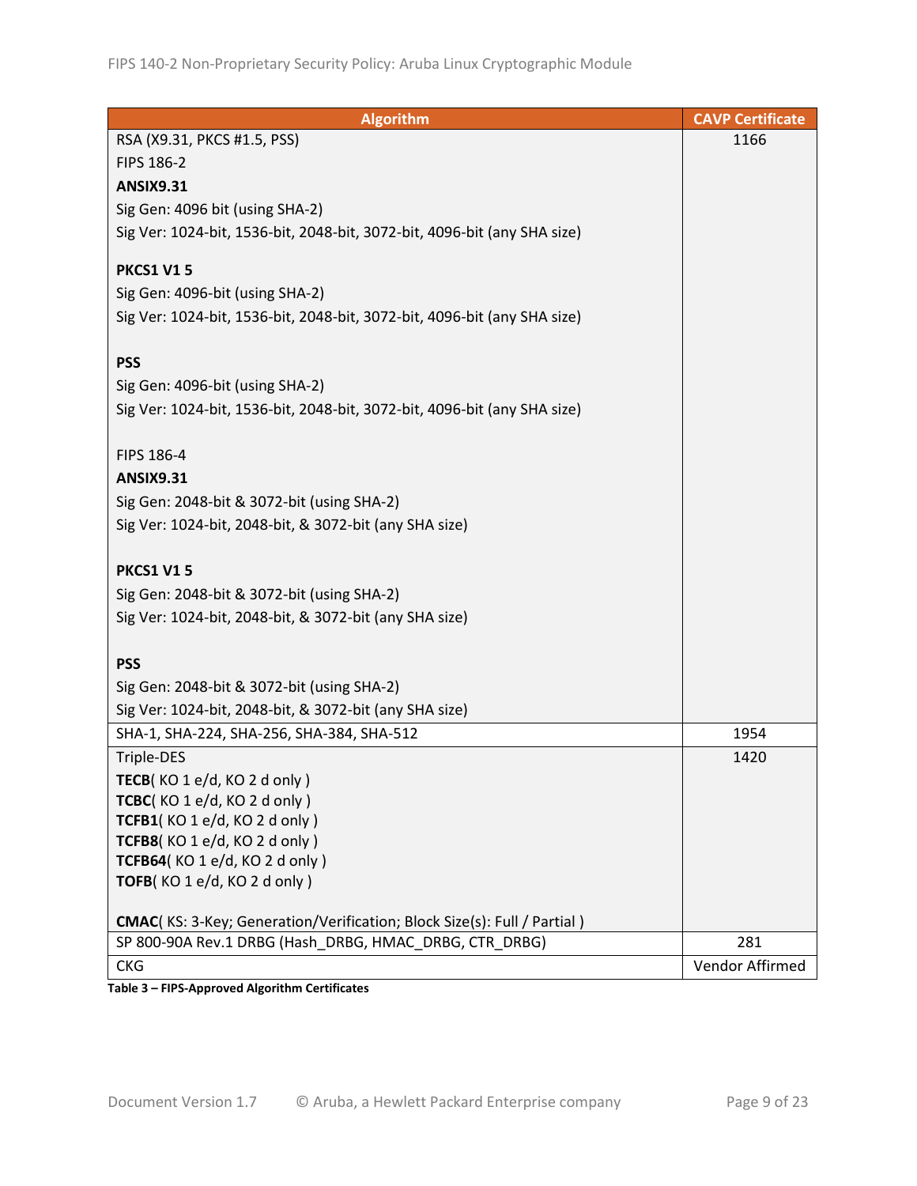| Algorithm | CAVP Certificate |
| --- | --- |
| RSA (X9.31, PKCS #1.5, PSS)<br>FIPS 186-2<br>**ANSIX9.31**<br>Sig Gen: 4096 bit (using SHA-2)<br>Sig Ver: 1024-bit, 1536-bit, 2048-bit, 3072-bit, 4096-bit (any SHA size)<br><br>**PKCS1 V1 5**<br>Sig Gen: 4096-bit (using SHA-2)<br>Sig Ver: 1024-bit, 1536-bit, 2048-bit, 3072-bit, 4096-bit (any SHA size)<br><br>**PSS**<br>Sig Gen: 4096-bit (using SHA-2)<br>Sig Ver: 1024-bit, 1536-bit, 2048-bit, 3072-bit, 4096-bit (any SHA size)<br><br>FIPS 186-4<br>**ANSIX9.31**<br>Sig Gen: 2048-bit & 3072-bit (using SHA-2)<br>Sig Ver: 1024-bit, 2048-bit, & 3072-bit (any SHA size)<br><br>**PKCS1 V1 5**<br>Sig Gen: 2048-bit & 3072-bit (using SHA-2)<br>Sig Ver: 1024-bit, 2048-bit, & 3072-bit (any SHA size)<br><br>**PSS**<br>Sig Gen: 2048-bit & 3072-bit (using SHA-2)<br>Sig Ver: 1024-bit, 2048-bit, & 3072-bit (any SHA size) | 1166 |
| SHA-1, SHA-224, SHA-256, SHA-384, SHA-512 | 1954 |
| Triple-DES<br>**TECB**( KO 1 e/d, KO 2 d only )<br>**TCBC**( KO 1 e/d, KO 2 d only )<br>**TCFB1**( KO 1 e/d, KO 2 d only )<br>**TCFB8**( KO 1 e/d, KO 2 d only )<br>**TCFB64**( KO 1 e/d, KO 2 d only )<br>**TOFB**( KO 1 e/d, KO 2 d only )<br><br>**CMAC**( KS: 3-Key; Generation/Verification; Block Size(s): Full / Partial ) | 1420 |
| SP 800-90A Rev.1 DRBG (Hash_DRBG, HMAC_DRBG, CTR_DRBG) | 281 |
| CKG | Vendor Affirmed |

**Table 3 – FIPS-Approved Algorithm Certificates**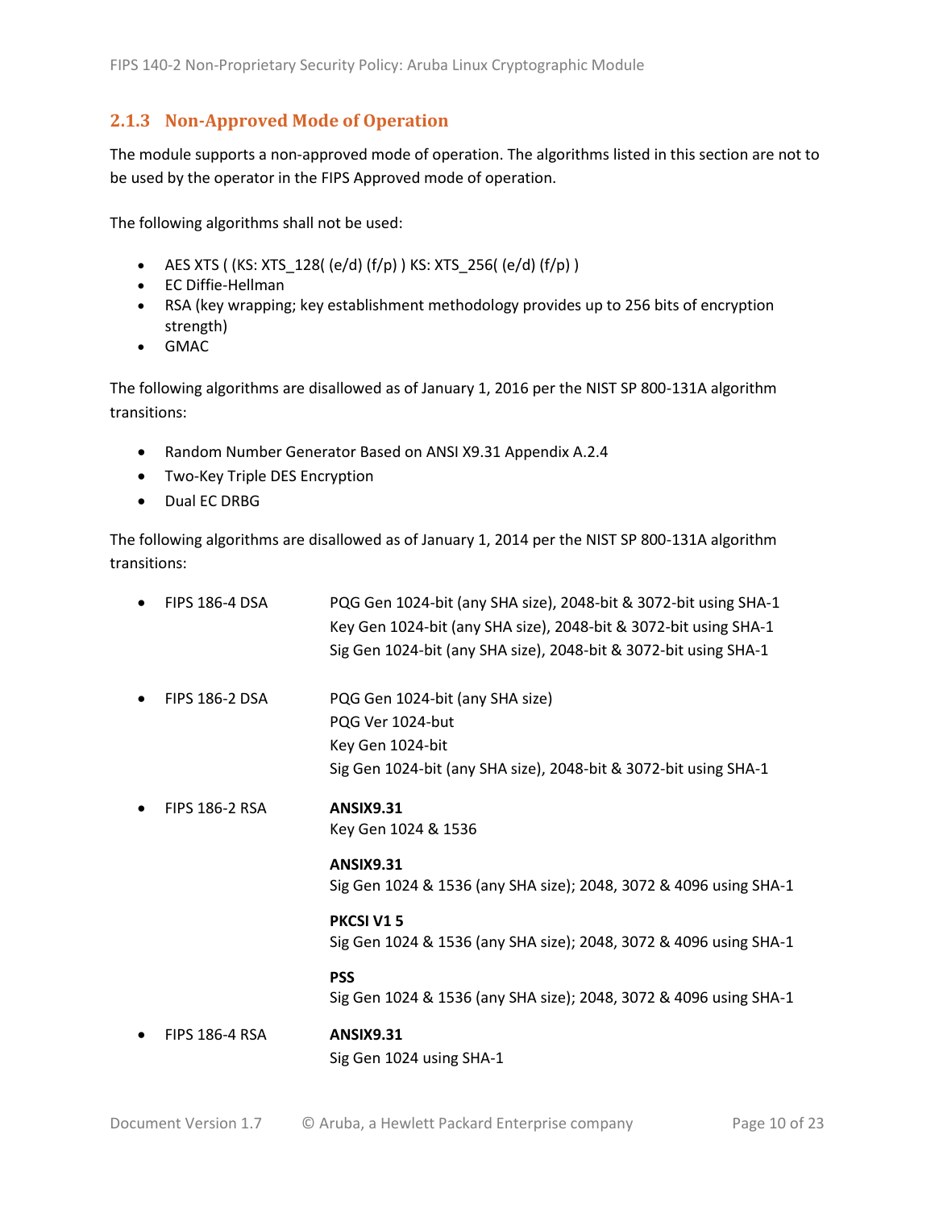### 2.1.3 Non-Approved Mode of Operation

The module supports a non-approved mode of operation. The algorithms listed in this section are not to be used by the operator in the FIPS Approved mode of operation.

The following algorithms shall not be used:

- AES XTS ( (KS: XTS_128( (e/d) (f/p) ) KS: XTS_256( (e/d) (f/p) )
- EC Diffie-Hellman
- RSA (key wrapping; key establishment methodology provides up to 256 bits of encryption strength)
- GMAC

The following algorithms are disallowed as of January 1, 2016 per the NIST SP 800-131A algorithm transitions:

- Random Number Generator Based on ANSI X9.31 Appendix A.2.4
- Two-Key Triple DES Encryption
- Dual EC DRBG

The following algorithms are disallowed as of January 1, 2014 per the NIST SP 800-131A algorithm transitions:

- FIPS 186-4 DSA
  - PQG Gen 1024-bit (any SHA size), 2048-bit & 3072-bit using SHA-1
  - Key Gen 1024-bit (any SHA size), 2048-bit & 3072-bit using SHA-1
  - Sig Gen 1024-bit (any SHA size), 2048-bit & 3072-bit using SHA-1
- FIPS 186-2 DSA
  - PQG Gen 1024-bit (any SHA size)
  - PQG Ver 1024-but
  - Key Gen 1024-bit
  - Sig Gen 1024-bit (any SHA size), 2048-bit & 3072-bit using SHA-1
- FIPS 186-2 RSA
  - **ANSIX9.31**
    Key Gen 1024 & 1536
  - **ANSIX9.31**
    Sig Gen 1024 & 1536 (any SHA size); 2048, 3072 & 4096 using SHA-1
  - **PKCSI V1 5**
    Sig Gen 1024 & 1536 (any SHA size); 2048, 3072 & 4096 using SHA-1
  - **PSS**
    Sig Gen 1024 & 1536 (any SHA size); 2048, 3072 & 4096 using SHA-1
- FIPS 186-4 RSA
  - **ANSIX9.31**
    Sig Gen 1024 using SHA-1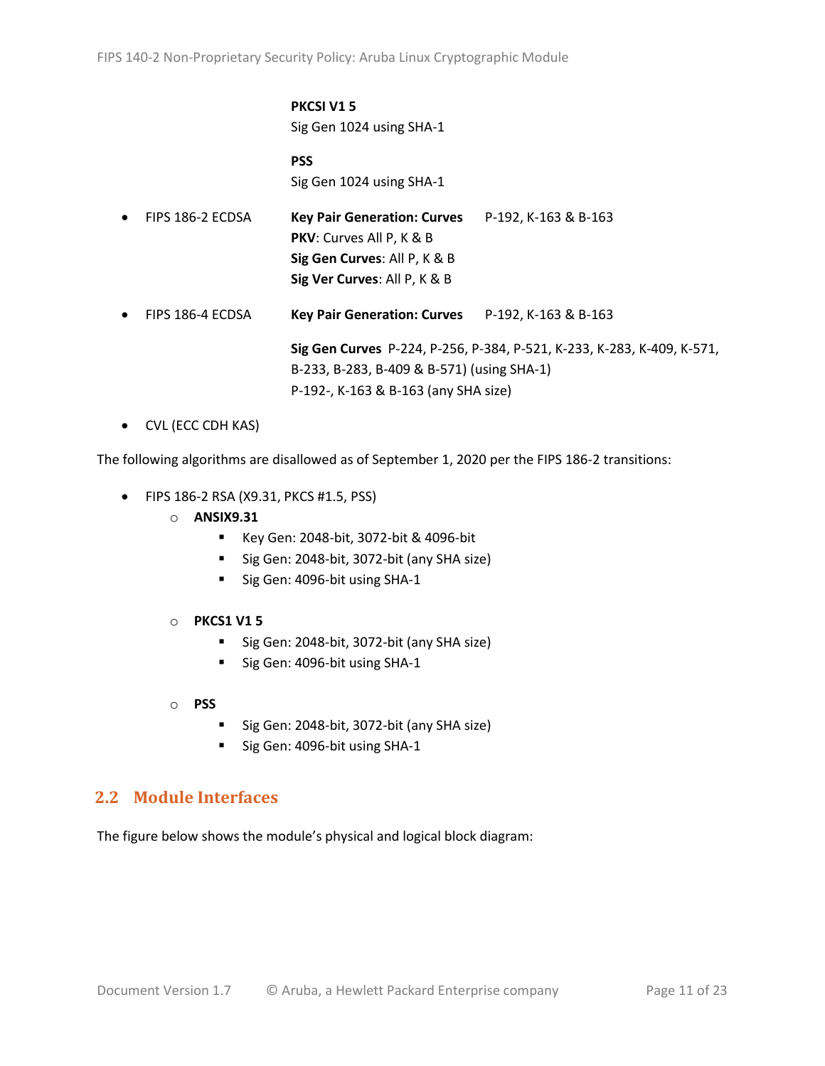**PKCSI V1 5**
Sig Gen 1024 using SHA-1

**PSS**
Sig Gen 1024 using SHA-1

- FIPS 186-2 ECDSA
  **Key Pair Generation: Curves** P-192, K-163 & B-163
  **PKV**: Curves All P, K & B
  **Sig Gen Curves**: All P, K & B
  **Sig Ver Curves**: All P, K & B
- FIPS 186-4 ECDSA
  **Key Pair Generation: Curves** P-192, K-163 & B-163

  **Sig Gen Curves** P-224, P-256, P-384, P-521, K-233, K-283, K-409, K-571, B-233, B-283, B-409 & B-571) (using SHA-1)
  P-192-, K-163 & B-163 (any SHA size)
- CVL (ECC CDH KAS)

The following algorithms are disallowed as of September 1, 2020 per the FIPS 186-2 transitions:

- FIPS 186-2 RSA (X9.31, PKCS #1.5, PSS)
  - **ANSIX9.31**
    - Key Gen: 2048-bit, 3072-bit & 4096-bit
    - Sig Gen: 2048-bit, 3072-bit (any SHA size)
    - Sig Gen: 4096-bit using SHA-1
  - **PKCS1 V1 5**
    - Sig Gen: 2048-bit, 3072-bit (any SHA size)
    - Sig Gen: 4096-bit using SHA-1
  - **PSS**
    - Sig Gen: 2048-bit, 3072-bit (any SHA size)
    - Sig Gen: 4096-bit using SHA-1

## 2.2 Module Interfaces

The figure below shows the module's physical and logical block diagram: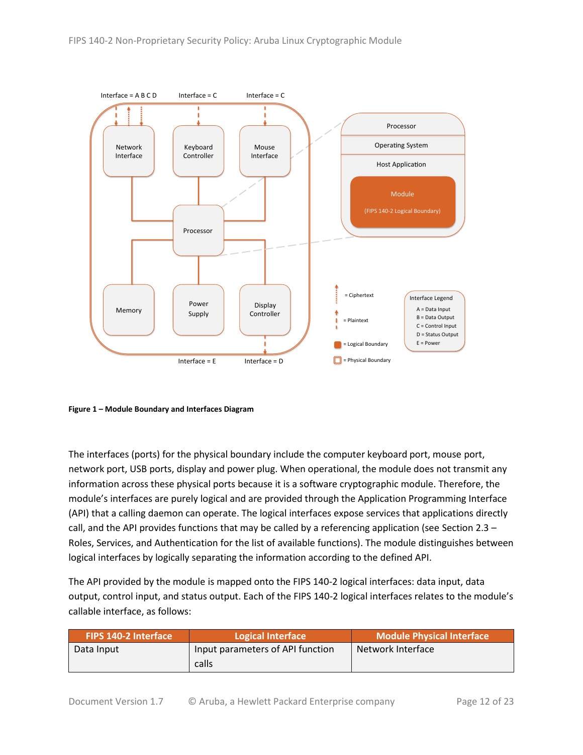**Figure 1 – Module Boundary and Interfaces Diagram**

The interfaces (ports) for the physical boundary include the computer keyboard port, mouse port, network port, USB ports, display and power plug. When operational, the module does not transmit any information across these physical ports because it is a software cryptographic module. Therefore, the module's interfaces are purely logical and are provided through the Application Programming Interface (API) that a calling daemon can operate. The logical interfaces expose services that applications directly call, and the API provides functions that may be called by a referencing application (see Section 2.3 – Roles, Services, and Authentication for the list of available functions). The module distinguishes between logical interfaces by logically separating the information according to the defined API.

The API provided by the module is mapped onto the FIPS 140-2 logical interfaces: data input, data output, control input, and status output. Each of the FIPS 140-2 logical interfaces relates to the module's callable interface, as follows:

| FIPS 140-2 Interface | Logical Interface | Module Physical Interface |
|---|---|---|
| Data Input | Input parameters of API function calls | Network Interface |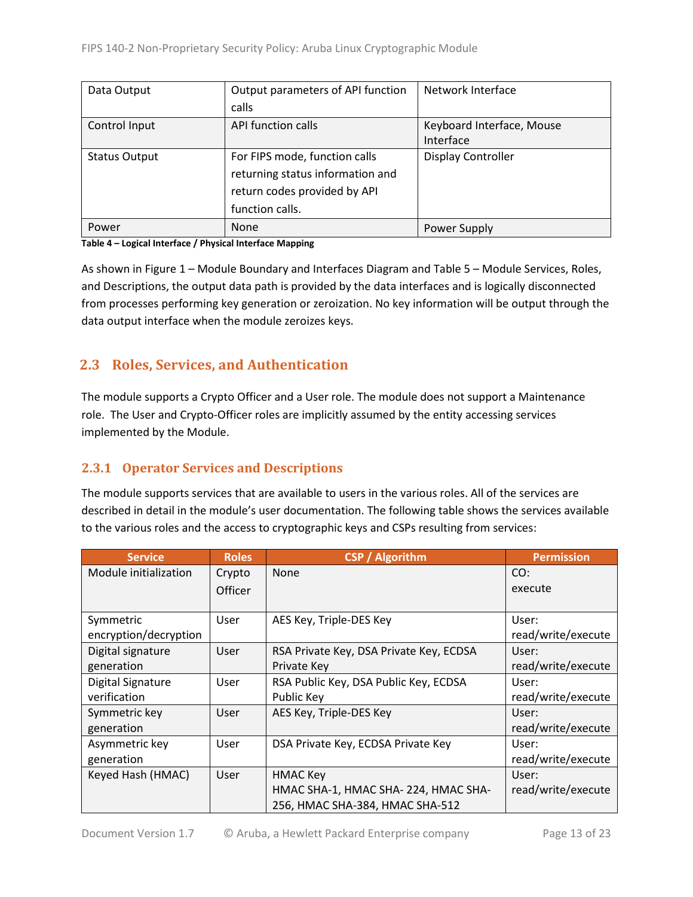| Data Output | Output parameters of API function calls | Network Interface |
|---|---|---|
| Control Input | API function calls | Keyboard Interface, Mouse Interface |
| Status Output | For FIPS mode, function calls returning status information and return codes provided by API function calls. | Display Controller |
| Power | None | Power Supply |

**Table 4 – Logical Interface / Physical Interface Mapping**

As shown in Figure 1 – Module Boundary and Interfaces Diagram and Table 5 – Module Services, Roles, and Descriptions, the output data path is provided by the data interfaces and is logically disconnected from processes performing key generation or zeroization. No key information will be output through the data output interface when the module zeroizes keys.

## 2.3 Roles, Services, and Authentication

The module supports a Crypto Officer and a User role. The module does not support a Maintenance role. The User and Crypto-Officer roles are implicitly assumed by the entity accessing services implemented by the Module.

### 2.3.1 Operator Services and Descriptions

The module supports services that are available to users in the various roles. All of the services are described in detail in the module's user documentation. The following table shows the services available to the various roles and the access to cryptographic keys and CSPs resulting from services:

| Service | Roles | CSP / Algorithm | Permission |
|---|---|---|---|
| Module initialization | Crypto Officer | None | CO: execute |
| Symmetric encryption/decryption | User | AES Key, Triple-DES Key | User: read/write/execute |
| Digital signature generation | User | RSA Private Key, DSA Private Key, ECDSA Private Key | User: read/write/execute |
| Digital Signature verification | User | RSA Public Key, DSA Public Key, ECDSA Public Key | User: read/write/execute |
| Symmetric key generation | User | AES Key, Triple-DES Key | User: read/write/execute |
| Asymmetric key generation | User | DSA Private Key, ECDSA Private Key | User: read/write/execute |
| Keyed Hash (HMAC) | User | HMAC Key<br>HMAC SHA-1, HMAC SHA- 224, HMAC SHA-256, HMAC SHA-384, HMAC SHA-512 | User: read/write/execute |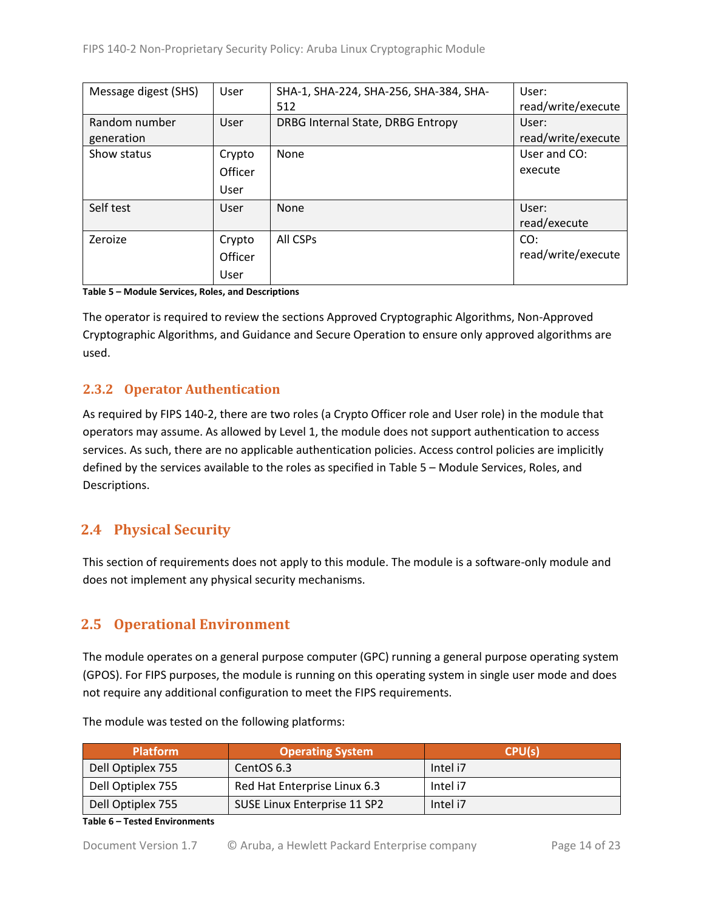| | | | |
|---|---|---|---|
| Message digest (SHS) | User | SHA-1, SHA-224, SHA-256, SHA-384, SHA-512 | User: read/write/execute |
| Random number generation | User | DRBG Internal State, DRBG Entropy | User: read/write/execute |
| Show status | Crypto Officer User | None | User and CO: execute |
| Self test | User | None | User: read/execute |
| Zeroize | Crypto Officer User | All CSPs | CO: read/write/execute |

**Table 5 – Module Services, Roles, and Descriptions**

The operator is required to review the sections Approved Cryptographic Algorithms, Non-Approved Cryptographic Algorithms, and Guidance and Secure Operation to ensure only approved algorithms are used.

### 2.3.2 Operator Authentication

As required by FIPS 140-2, there are two roles (a Crypto Officer role and User role) in the module that operators may assume. As allowed by Level 1, the module does not support authentication to access services. As such, there are no applicable authentication policies. Access control policies are implicitly defined by the services available to the roles as specified in Table 5 – Module Services, Roles, and Descriptions.

## 2.4 Physical Security

This section of requirements does not apply to this module. The module is a software-only module and does not implement any physical security mechanisms.

## 2.5 Operational Environment

The module operates on a general purpose computer (GPC) running a general purpose operating system (GPOS). For FIPS purposes, the module is running on this operating system in single user mode and does not require any additional configuration to meet the FIPS requirements.

The module was tested on the following platforms:

| Platform | Operating System | CPU(s) |
|---|---|---|
| Dell Optiplex 755 | CentOS 6.3 | Intel i7 |
| Dell Optiplex 755 | Red Hat Enterprise Linux 6.3 | Intel i7 |
| Dell Optiplex 755 | SUSE Linux Enterprise 11 SP2 | Intel i7 |

**Table 6 – Tested Environments**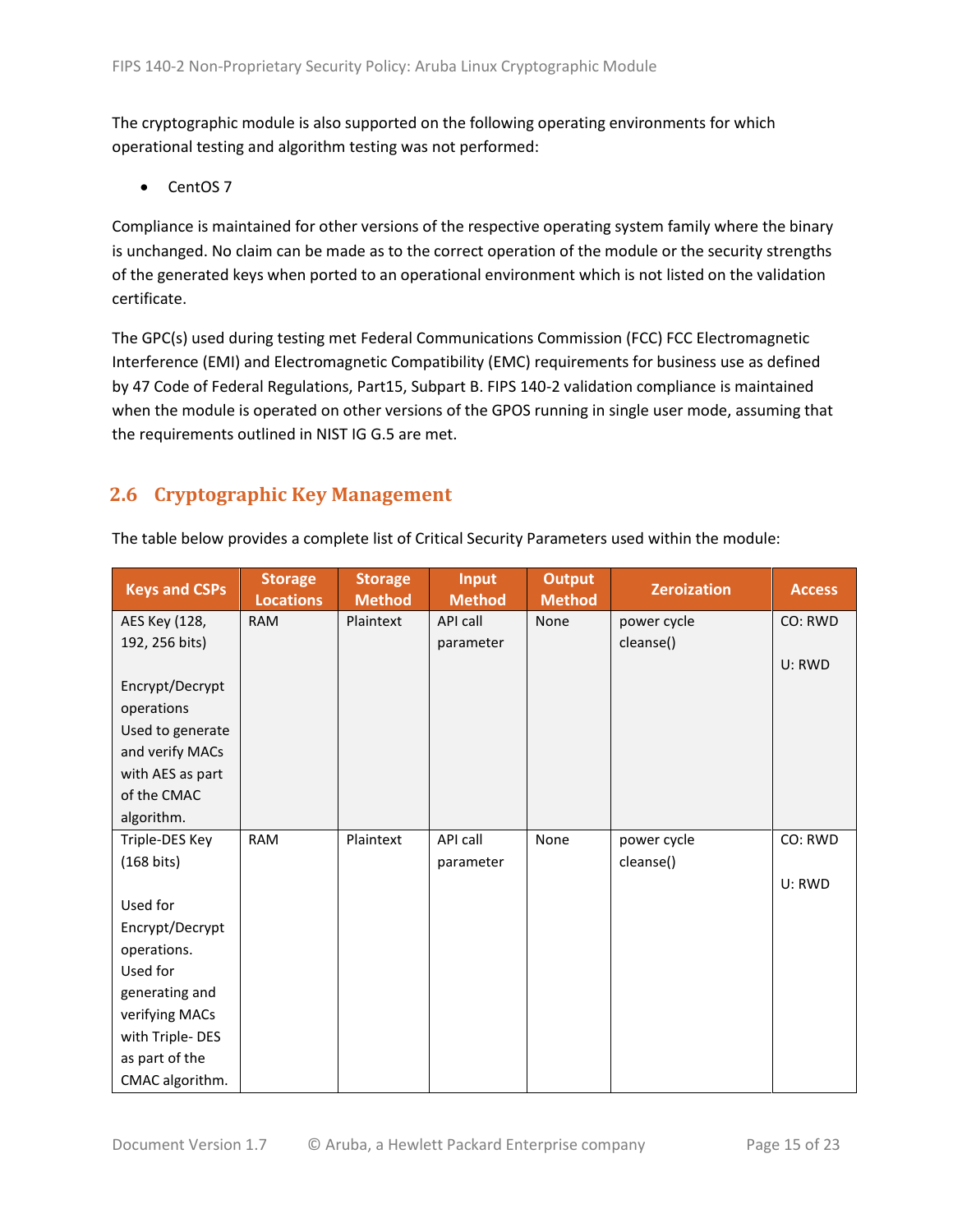The cryptographic module is also supported on the following operating environments for which operational testing and algorithm testing was not performed:

- CentOS 7

Compliance is maintained for other versions of the respective operating system family where the binary is unchanged. No claim can be made as to the correct operation of the module or the security strengths of the generated keys when ported to an operational environment which is not listed on the validation certificate.

The GPC(s) used during testing met Federal Communications Commission (FCC) FCC Electromagnetic Interference (EMI) and Electromagnetic Compatibility (EMC) requirements for business use as defined by 47 Code of Federal Regulations, Part15, Subpart B. FIPS 140-2 validation compliance is maintained when the module is operated on other versions of the GPOS running in single user mode, assuming that the requirements outlined in NIST IG G.5 are met.

## 2.6 Cryptographic Key Management

The table below provides a complete list of Critical Security Parameters used within the module:

| Keys and CSPs | Storage Locations | Storage Method | Input Method | Output Method | Zeroization | Access |
|---|---|---|---|---|---|---|
| AES Key (128, 192, 256 bits)<br><br>Encrypt/Decrypt operations Used to generate and verify MACs with AES as part of the CMAC algorithm. | RAM | Plaintext | API call parameter | None | power cycle cleanse() | CO: RWD<br><br>U: RWD |
| Triple-DES Key (168 bits)<br><br>Used for Encrypt/Decrypt operations. Used for generating and verifying MACs with Triple- DES as part of the CMAC algorithm. | RAM | Plaintext | API call parameter | None | power cycle cleanse() | CO: RWD<br><br>U: RWD |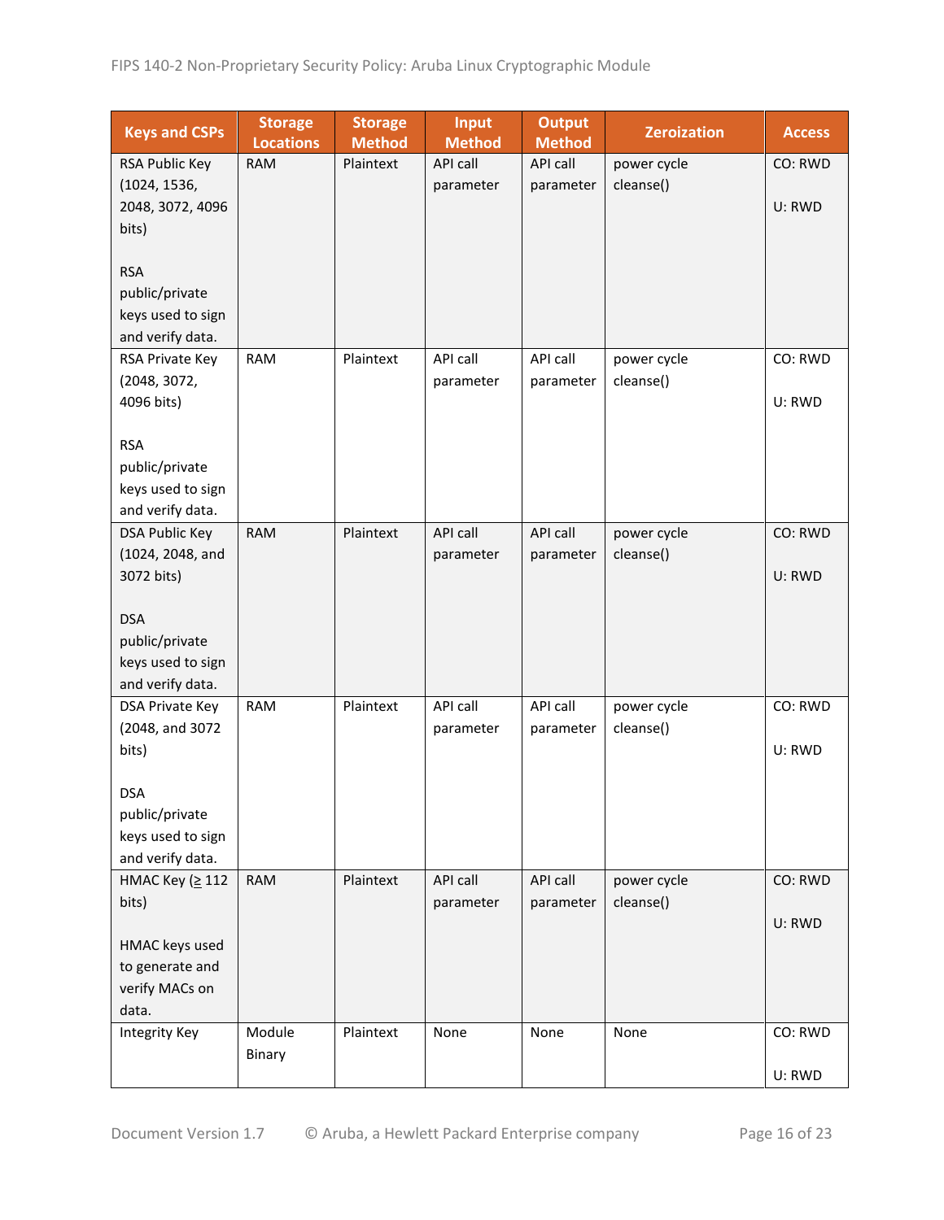| Keys and CSPs | Storage Locations | Storage Method | Input Method | Output Method | Zeroization | Access |
|---|---|---|---|---|---|---|
| RSA Public Key (1024, 1536, 2048, 3072, 4096 bits)<br><br>RSA public/private keys used to sign and verify data. | RAM | Plaintext | API call parameter | API call parameter | power cycle cleanse() | CO: RWD<br><br>U: RWD |
| RSA Private Key (2048, 3072, 4096 bits)<br><br>RSA public/private keys used to sign and verify data. | RAM | Plaintext | API call parameter | API call parameter | power cycle cleanse() | CO: RWD<br><br>U: RWD |
| DSA Public Key (1024, 2048, and 3072 bits)<br><br>DSA public/private keys used to sign and verify data. | RAM | Plaintext | API call parameter | API call parameter | power cycle cleanse() | CO: RWD<br><br>U: RWD |
| DSA Private Key (2048, and 3072 bits)<br><br>DSA public/private keys used to sign and verify data. | RAM | Plaintext | API call parameter | API call parameter | power cycle cleanse() | CO: RWD<br><br>U: RWD |
| HMAC Key (≥ 112 bits)<br><br>HMAC keys used to generate and verify MACs on data. | RAM | Plaintext | API call parameter | API call parameter | power cycle cleanse() | CO: RWD<br><br>U: RWD |
| Integrity Key | Module Binary | Plaintext | None | None | None | CO: RWD<br><br>U: RWD |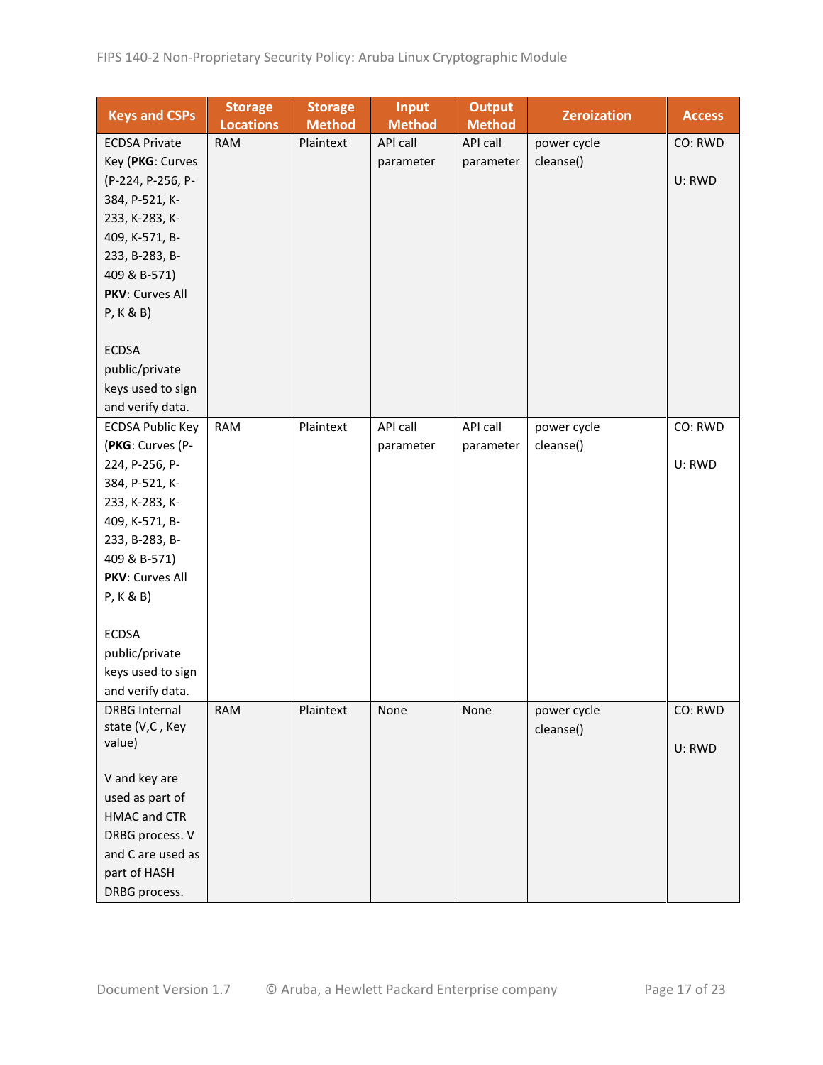| Keys and CSPs | Storage Locations | Storage Method | Input Method | Output Method | Zeroization | Access |
|---|---|---|---|---|---|---|
| ECDSA Private Key (**PKG**: Curves (P-224, P-256, P-384, P-521, K-233, K-283, K-409, K-571, B-233, B-283, B-409 & B-571) **PKV**: Curves All P, K & B)<br><br>ECDSA public/private keys used to sign and verify data. | RAM | Plaintext | API call parameter | API call parameter | power cycle cleanse() | CO: RWD<br><br>U: RWD |
| ECDSA Public Key (**PKG**: Curves (P-224, P-256, P-384, P-521, K-233, K-283, K-409, K-571, B-233, B-283, B-409 & B-571) **PKV**: Curves All P, K & B)<br><br>ECDSA public/private keys used to sign and verify data. | RAM | Plaintext | API call parameter | API call parameter | power cycle cleanse() | CO: RWD<br><br>U: RWD |
| DRBG Internal state (V,C , Key value)<br><br>V and key are used as part of HMAC and CTR DRBG process. V and C are used as part of HASH DRBG process. | RAM | Plaintext | None | None | power cycle cleanse() | CO: RWD<br><br>U: RWD |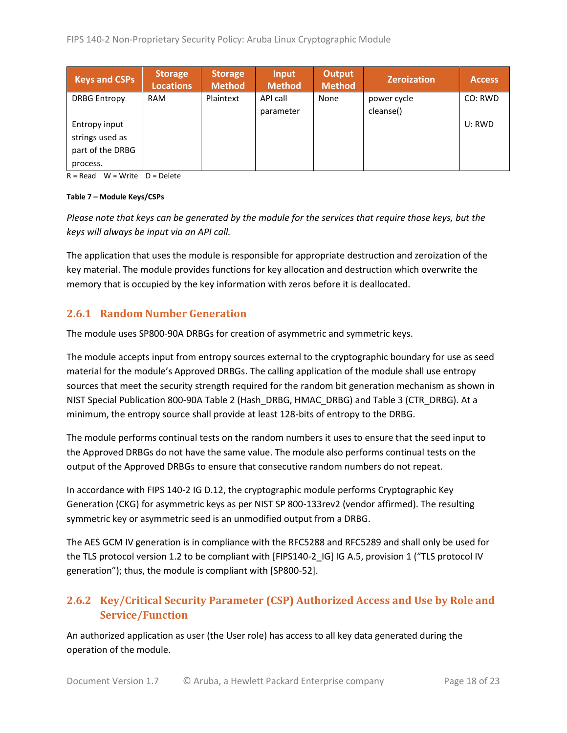| Keys and CSPs | Storage Locations | Storage Method | Input Method | Output Method | Zeroization | Access |
|---|---|---|---|---|---|---|
| DRBG Entropy<br><br>Entropy input strings used as part of the DRBG process. | RAM | Plaintext | API call parameter | None | power cycle cleanse() | CO: RWD<br><br>U: RWD |

R = Read W = Write D = Delete

**Table 7 – Module Keys/CSPs**

*Please note that keys can be generated by the module for the services that require those keys, but the keys will always be input via an API call.*

The application that uses the module is responsible for appropriate destruction and zeroization of the key material. The module provides functions for key allocation and destruction which overwrite the memory that is occupied by the key information with zeros before it is deallocated.

### 2.6.1 Random Number Generation

The module uses SP800-90A DRBGs for creation of asymmetric and symmetric keys.

The module accepts input from entropy sources external to the cryptographic boundary for use as seed material for the module's Approved DRBGs. The calling application of the module shall use entropy sources that meet the security strength required for the random bit generation mechanism as shown in NIST Special Publication 800-90A Table 2 (Hash_DRBG, HMAC_DRBG) and Table 3 (CTR_DRBG). At a minimum, the entropy source shall provide at least 128-bits of entropy to the DRBG.

The module performs continual tests on the random numbers it uses to ensure that the seed input to the Approved DRBGs do not have the same value. The module also performs continual tests on the output of the Approved DRBGs to ensure that consecutive random numbers do not repeat.

In accordance with FIPS 140-2 IG D.12, the cryptographic module performs Cryptographic Key Generation (CKG) for asymmetric keys as per NIST SP 800-133rev2 (vendor affirmed). The resulting symmetric key or asymmetric seed is an unmodified output from a DRBG.

The AES GCM IV generation is in compliance with the RFC5288 and RFC5289 and shall only be used for the TLS protocol version 1.2 to be compliant with [FIPS140-2_IG] IG A.5, provision 1 ("TLS protocol IV generation"); thus, the module is compliant with [SP800-52].

### 2.6.2 Key/Critical Security Parameter (CSP) Authorized Access and Use by Role and Service/Function

An authorized application as user (the User role) has access to all key data generated during the operation of the module.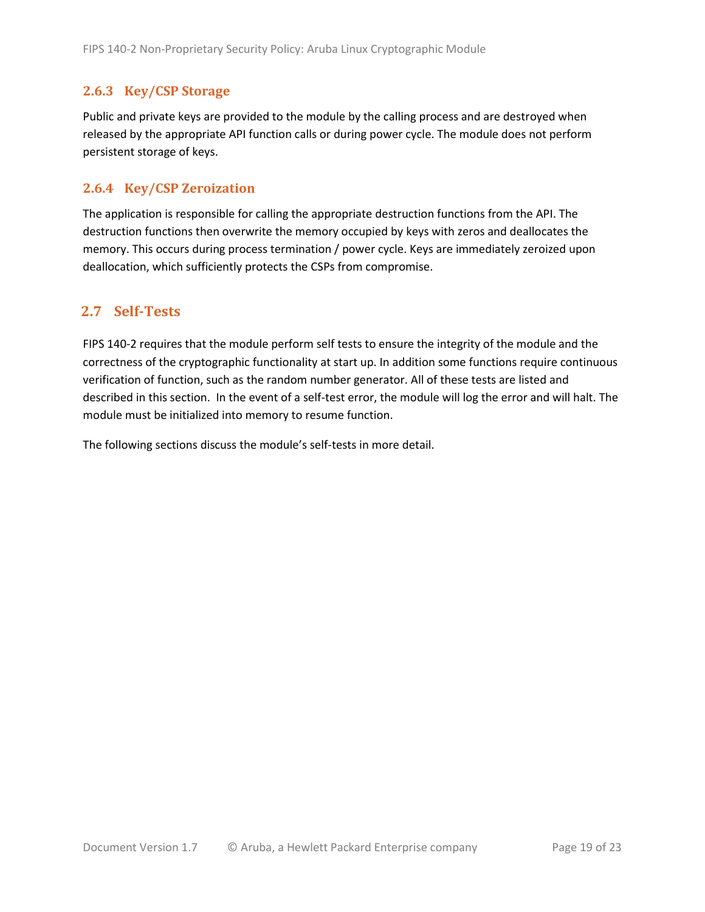### 2.6.3 Key/CSP Storage

Public and private keys are provided to the module by the calling process and are destroyed when released by the appropriate API function calls or during power cycle. The module does not perform persistent storage of keys.

### 2.6.4 Key/CSP Zeroization

The application is responsible for calling the appropriate destruction functions from the API. The destruction functions then overwrite the memory occupied by keys with zeros and deallocates the memory. This occurs during process termination / power cycle. Keys are immediately zeroized upon deallocation, which sufficiently protects the CSPs from compromise.

## 2.7 Self-Tests

FIPS 140-2 requires that the module perform self tests to ensure the integrity of the module and the correctness of the cryptographic functionality at start up. In addition some functions require continuous verification of function, such as the random number generator. All of these tests are listed and described in this section. In the event of a self-test error, the module will log the error and will halt. The module must be initialized into memory to resume function.

The following sections discuss the module's self-tests in more detail.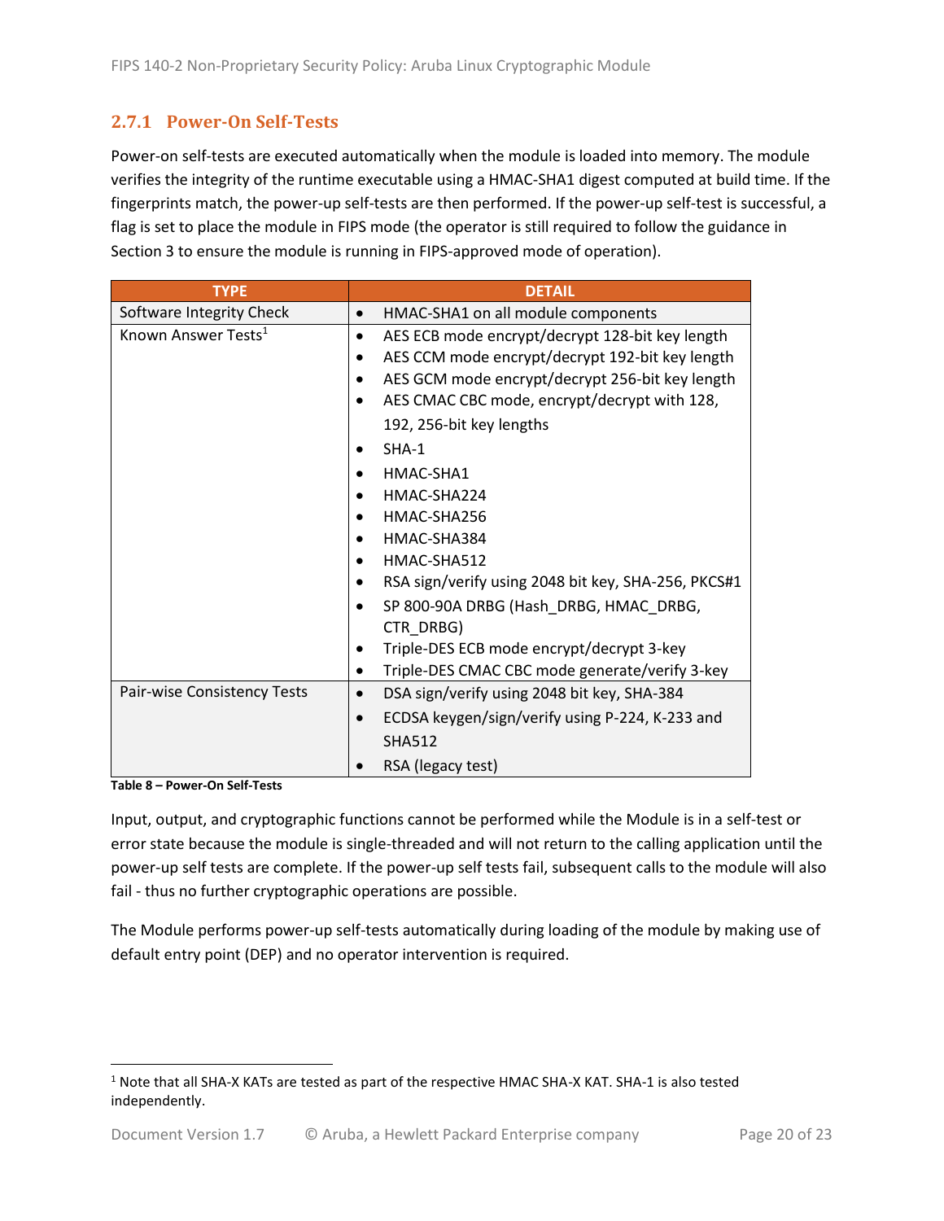### 2.7.1 Power-On Self-Tests

Power-on self-tests are executed automatically when the module is loaded into memory. The module verifies the integrity of the runtime executable using a HMAC-SHA1 digest computed at build time. If the fingerprints match, the power-up self-tests are then performed. If the power-up self-test is successful, a flag is set to place the module in FIPS mode (the operator is still required to follow the guidance in Section 3 to ensure the module is running in FIPS-approved mode of operation).

| TYPE | DETAIL |
|---|---|
| Software Integrity Check | • HMAC-SHA1 on all module components |
| Known Answer Tests[1] | • AES ECB mode encrypt/decrypt 128-bit key length<br>• AES CCM mode encrypt/decrypt 192-bit key length<br>• AES GCM mode encrypt/decrypt 256-bit key length<br>• AES CMAC CBC mode, encrypt/decrypt with 128, 192, 256-bit key lengths<br>• SHA-1<br>• HMAC-SHA1<br>• HMAC-SHA224<br>• HMAC-SHA256<br>• HMAC-SHA384<br>• HMAC-SHA512<br>• RSA sign/verify using 2048 bit key, SHA-256, PKCS#1<br>• SP 800-90A DRBG (Hash_DRBG, HMAC_DRBG, CTR_DRBG)<br>• Triple-DES ECB mode encrypt/decrypt 3-key<br>• Triple-DES CMAC CBC mode generate/verify 3-key |
| Pair-wise Consistency Tests | • DSA sign/verify using 2048 bit key, SHA-384<br>• ECDSA keygen/sign/verify using P-224, K-233 and SHA512<br>• RSA (legacy test) |

**Table 8 – Power-On Self-Tests**

Input, output, and cryptographic functions cannot be performed while the Module is in a self-test or error state because the module is single-threaded and will not return to the calling application until the power-up self tests are complete. If the power-up self tests fail, subsequent calls to the module will also fail - thus no further cryptographic operations are possible.

The Module performs power-up self-tests automatically during loading of the module by making use of default entry point (DEP) and no operator intervention is required.

[1] Note that all SHA-X KATs are tested as part of the respective HMAC SHA-X KAT. SHA-1 is also tested independently.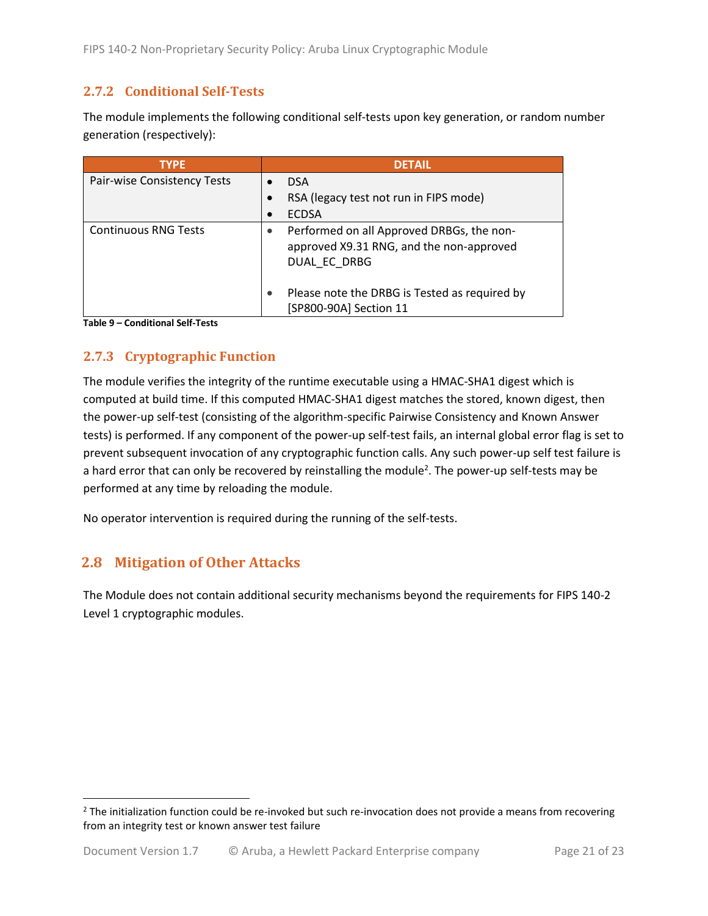### 2.7.2 Conditional Self-Tests

The module implements the following conditional self-tests upon key generation, or random number generation (respectively):

| TYPE | DETAIL |
|---|---|
| Pair-wise Consistency Tests | • DSA<br>• RSA (legacy test not run in FIPS mode)<br>• ECDSA |
| Continuous RNG Tests | • Performed on all Approved DRBGs, the non-approved X9.31 RNG, and the non-approved DUAL_EC_DRBG<br><br>• Please note the DRBG is Tested as required by [SP800-90A] Section 11 |

**Table 9 – Conditional Self-Tests**

### 2.7.3 Cryptographic Function

The module verifies the integrity of the runtime executable using a HMAC-SHA1 digest which is computed at build time. If this computed HMAC-SHA1 digest matches the stored, known digest, then the power-up self-test (consisting of the algorithm-specific Pairwise Consistency and Known Answer tests) is performed. If any component of the power-up self-test fails, an internal global error flag is set to prevent subsequent invocation of any cryptographic function calls. Any such power-up self test failure is a hard error that can only be recovered by reinstalling the module[2]. The power-up self-tests may be performed at any time by reloading the module.

No operator intervention is required during the running of the self-tests.

## 2.8 Mitigation of Other Attacks

The Module does not contain additional security mechanisms beyond the requirements for FIPS 140-2 Level 1 cryptographic modules.

---

[2] The initialization function could be re-invoked but such re-invocation does not provide a means from recovering from an integrity test or known answer test failure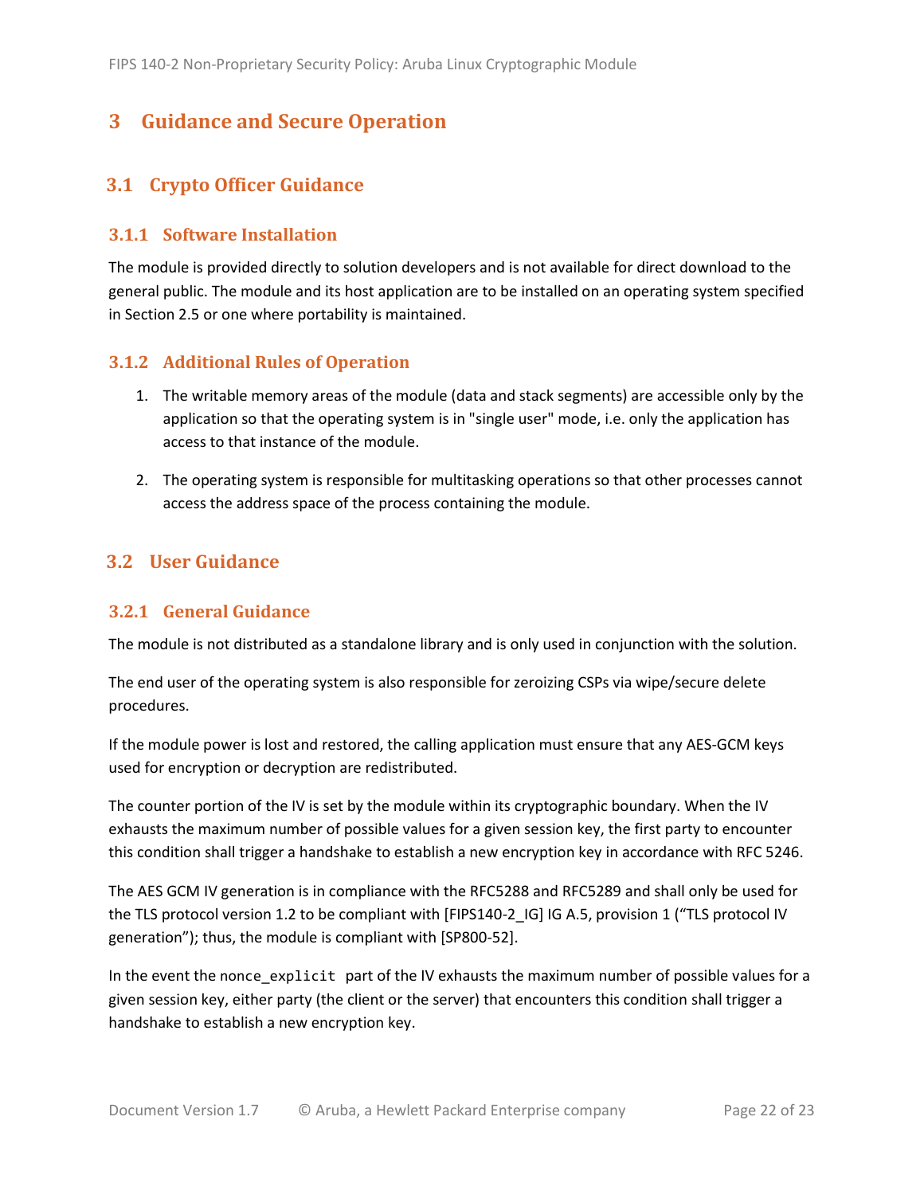# 3 Guidance and Secure Operation

## 3.1 Crypto Officer Guidance

### 3.1.1 Software Installation

The module is provided directly to solution developers and is not available for direct download to the general public. The module and its host application are to be installed on an operating system specified in Section 2.5 or one where portability is maintained.

### 3.1.2 Additional Rules of Operation

1. The writable memory areas of the module (data and stack segments) are accessible only by the application so that the operating system is in "single user" mode, i.e. only the application has access to that instance of the module.
2. The operating system is responsible for multitasking operations so that other processes cannot access the address space of the process containing the module.

## 3.2 User Guidance

### 3.2.1 General Guidance

The module is not distributed as a standalone library and is only used in conjunction with the solution.

The end user of the operating system is also responsible for zeroizing CSPs via wipe/secure delete procedures.

If the module power is lost and restored, the calling application must ensure that any AES-GCM keys used for encryption or decryption are redistributed.

The counter portion of the IV is set by the module within its cryptographic boundary. When the IV exhausts the maximum number of possible values for a given session key, the first party to encounter this condition shall trigger a handshake to establish a new encryption key in accordance with RFC 5246.

The AES GCM IV generation is in compliance with the RFC5288 and RFC5289 and shall only be used for the TLS protocol version 1.2 to be compliant with [FIPS140-2_IG] IG A.5, provision 1 (“TLS protocol IV generation”); thus, the module is compliant with [SP800-52].

In the event the `nonce_explicit` part of the IV exhausts the maximum number of possible values for a given session key, either party (the client or the server) that encounters this condition shall trigger a handshake to establish a new encryption key.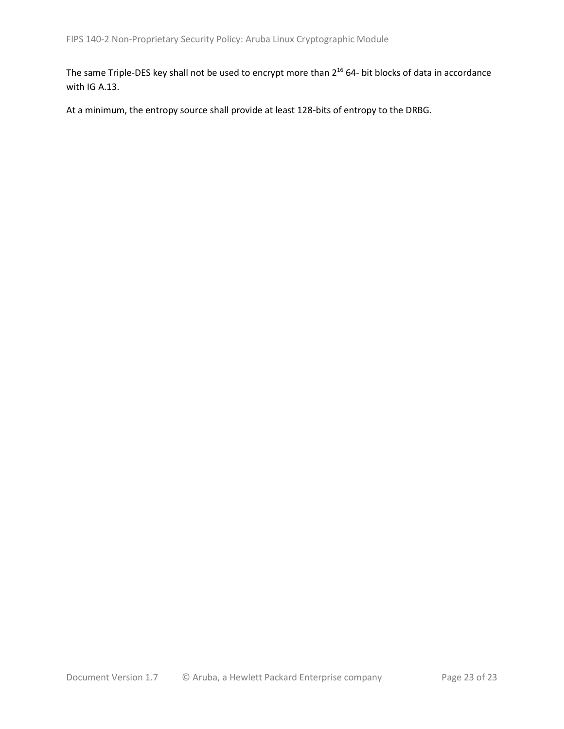The same Triple-DES key shall not be used to encrypt more than $2^{16}$ 64- bit blocks of data in accordance with IG A.13.

At a minimum, the entropy source shall provide at least 128-bits of entropy to the DRBG.